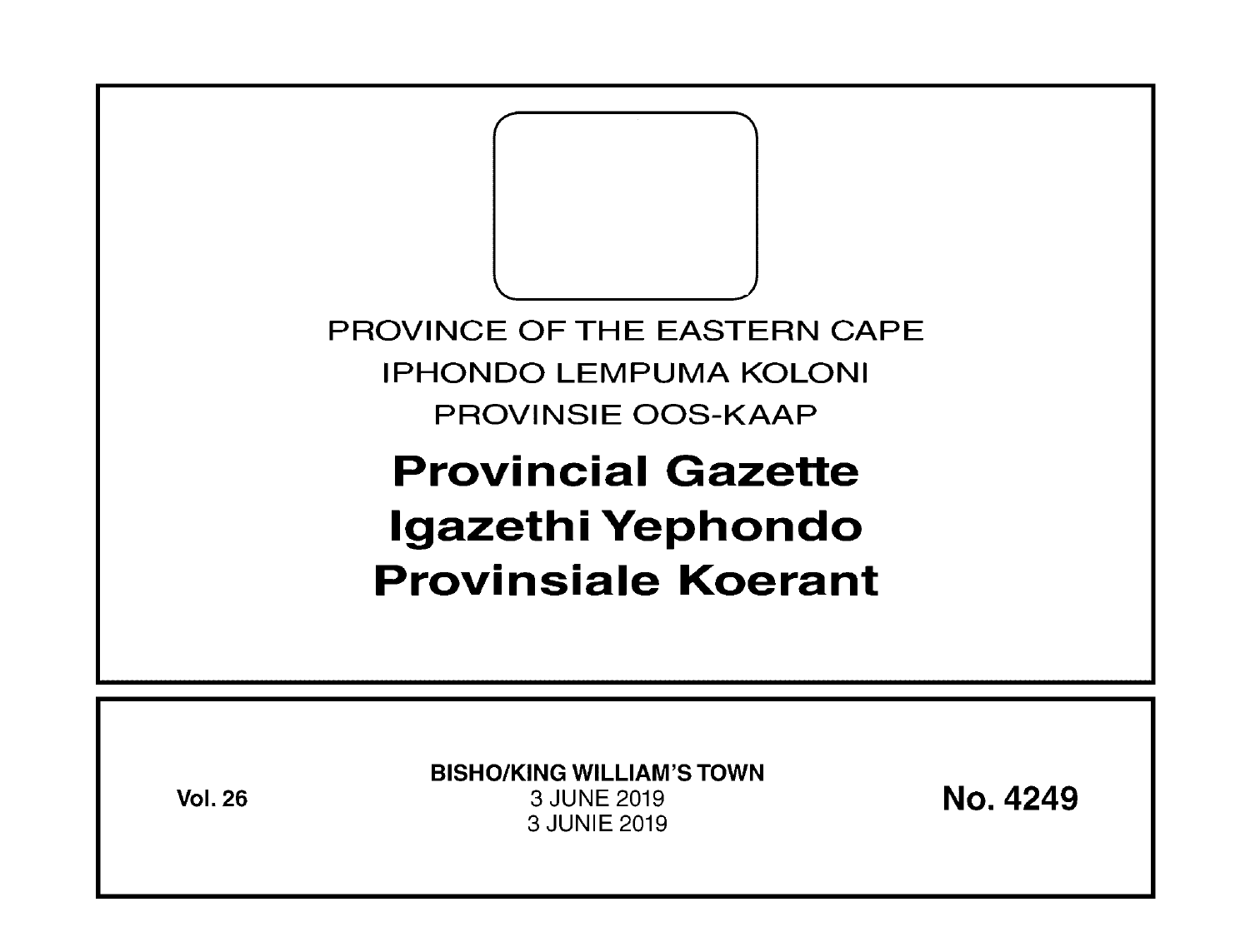PROVINCE OF THE EASTERN CAPE

IPHONDO LEMPUMA KOLONI

PROVINSIE OOS-KAAP

# Provincial Gazette
# Igazethi Yephondo
# Provinsiale Koerant

**Vol. 26**

**BISHO/KING WILLIAM'S TOWN**

3 JUNE 2019

3 JUNIE 2019

**No. 4249**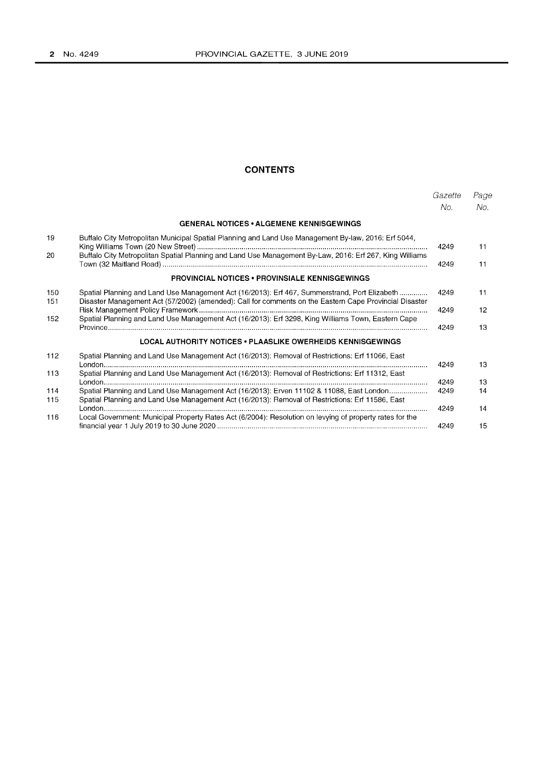## CONTENTS

| | | Gazette No. | Page No. |
|---|---|---|---|
| | **GENERAL NOTICES • ALGEMENE KENNISGEWINGS** | | |
| 19 | Buffalo City Metropolitan Municipal Spatial Planning and Land Use Management By-law, 2016: Erf 5044, King Williams Town (20 New Street) | 4249 | 11 |
| 20 | Buffalo City Metropolitan Spatial Planning and Land Use Management By-Law, 2016: Erf 267, King Williams Town (32 Maitland Road) | 4249 | 11 |
| | **PROVINCIAL NOTICES • PROVINSIALE KENNISGEWINGS** | | |
| 150 | Spatial Planning and Land Use Management Act (16/2013): Erf 467, Summerstrand, Port Elizabeth | 4249 | 11 |
| 151 | Disaster Management Act (57/2002) (amended): Call for comments on the Eastern Cape Provincial Disaster Risk Management Policy Framework | 4249 | 12 |
| 152 | Spatial Planning and Land Use Management Act (16/2013): Erf 3298, King Williams Town, Eastern Cape Province | 4249 | 13 |
| | **LOCAL AUTHORITY NOTICES • PLAASLIKE OWERHEIDS KENNISGEWINGS** | | |
| 112 | Spatial Planning and Land Use Management Act (16/2013): Removal of Restrictions: Erf 11066, East London | 4249 | 13 |
| 113 | Spatial Planning and Land Use Management Act (16/2013): Removal of Restrictions: Erf 11312, East London | 4249 | 13 |
| 114 | Spatial Planning and Land Use Management Act (16/2013): Erven 11102 & 11088, East London | 4249 | 14 |
| 115 | Spatial Planning and Land Use Management Act (16/2013): Removal of Restrictions: Erf 11586, East London | 4249 | 14 |
| 116 | Local Government: Municipal Property Rates Act (6/2004): Resolution on levying of property rates for the financial year 1 July 2019 to 30 June 2020 | 4249 | 15 |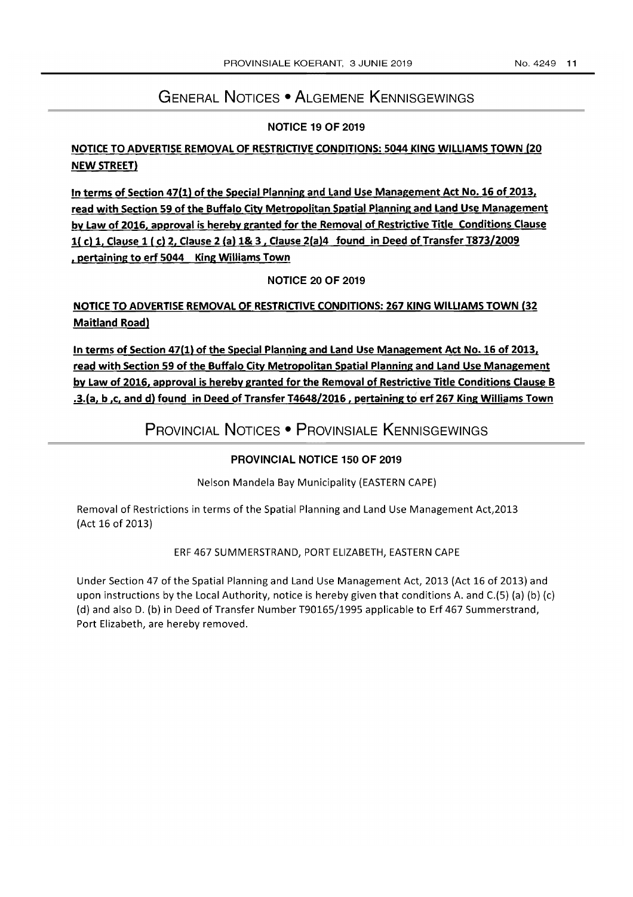# General Notices • Algemene Kennisgewings

### NOTICE 19 OF 2019

**NOTICE TO ADVERTISE REMOVAL OF RESTRICTIVE CONDITIONS: 5044 KING WILLIAMS TOWN (20 NEW STREET)**

**In terms of Section 47(1) of the Special Planning and Land Use Management Act No. 16 of 2013, read with Section 59 of the Buffalo City Metropolitan Spatial Planning and Land Use Management by Law of 2016, approval is hereby granted for the Removal of Restrictive Title Conditions Clause 1( c) 1, Clause 1 ( c) 2, Clause 2 (a) 1& 3 , Clause 2(a)4 found in Deed of Transfer T873/2009 , pertaining to erf 5044 King Williams Town**

### NOTICE 20 OF 2019

**NOTICE TO ADVERTISE REMOVAL OF RESTRICTIVE CONDITIONS: 267 KING WILLIAMS TOWN (32 Maitland Road)**

**In terms of Section 47(1) of the Special Planning and Land Use Management Act No. 16 of 2013, read with Section 59 of the Buffalo City Metropolitan Spatial Planning and Land Use Management by Law of 2016, approval is hereby granted for the Removal of Restrictive Title Conditions Clause B .3.(a, b ,c, and d) found in Deed of Transfer T4648/2016 , pertaining to erf 267 King Williams Town**

# Provincial Notices • Provinsiale Kennisgewings

### PROVINCIAL NOTICE 150 OF 2019

Nelson Mandela Bay Municipality (EASTERN CAPE)

Removal of Restrictions in terms of the Spatial Planning and Land Use Management Act,2013 (Act 16 of 2013)

ERF 467 SUMMERSTRAND, PORT ELIZABETH, EASTERN CAPE

Under Section 47 of the Spatial Planning and Land Use Management Act, 2013 (Act 16 of 2013) and upon instructions by the Local Authority, notice is hereby given that conditions A. and C.(5) (a) (b) (c) (d) and also D. (b) in Deed of Transfer Number T90165/1995 applicable to Erf 467 Summerstrand, Port Elizabeth, are hereby removed.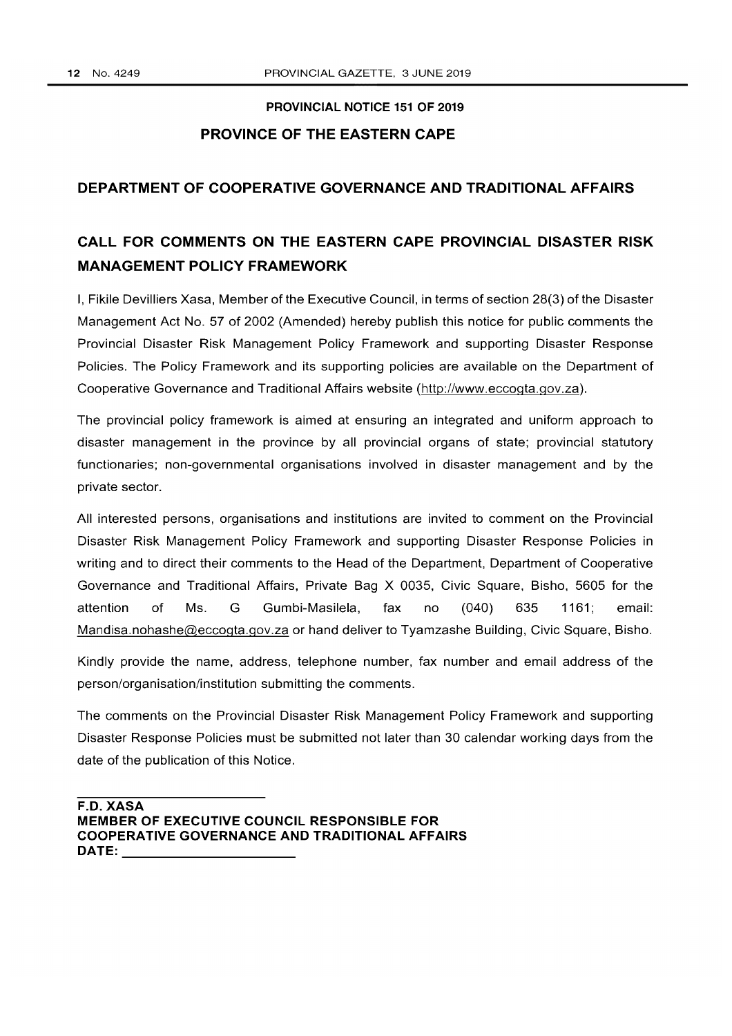**PROVINCIAL NOTICE 151 OF 2019**

**PROVINCE OF THE EASTERN CAPE**

## DEPARTMENT OF COOPERATIVE GOVERNANCE AND TRADITIONAL AFFAIRS

## CALL FOR COMMENTS ON THE EASTERN CAPE PROVINCIAL DISASTER RISK MANAGEMENT POLICY FRAMEWORK

I, Fikile Devilliers Xasa, Member of the Executive Council, in terms of section 28(3) of the Disaster Management Act No. 57 of 2002 (Amended) hereby publish this notice for public comments the Provincial Disaster Risk Management Policy Framework and supporting Disaster Response Policies. The Policy Framework and its supporting policies are available on the Department of Cooperative Governance and Traditional Affairs website (http://www.eccogta.gov.za).

The provincial policy framework is aimed at ensuring an integrated and uniform approach to disaster management in the province by all provincial organs of state; provincial statutory functionaries; non-governmental organisations involved in disaster management and by the private sector.

All interested persons, organisations and institutions are invited to comment on the Provincial Disaster Risk Management Policy Framework and supporting Disaster Response Policies in writing and to direct their comments to the Head of the Department, Department of Cooperative Governance and Traditional Affairs, Private Bag X 0035, Civic Square, Bisho, 5605 for the attention of Ms. G Gumbi-Masilela, fax no (040) 635 1161; email: Mandisa.nohashe@eccogta.gov.za or hand deliver to Tyamzashe Building, Civic Square, Bisho.

Kindly provide the name, address, telephone number, fax number and email address of the person/organisation/institution submitting the comments.

The comments on the Provincial Disaster Risk Management Policy Framework and supporting Disaster Response Policies must be submitted not later than 30 calendar working days from the date of the publication of this Notice.

**F.D. XASA**
**MEMBER OF EXECUTIVE COUNCIL RESPONSIBLE FOR COOPERATIVE GOVERNANCE AND TRADITIONAL AFFAIRS**
**DATE:** ______________________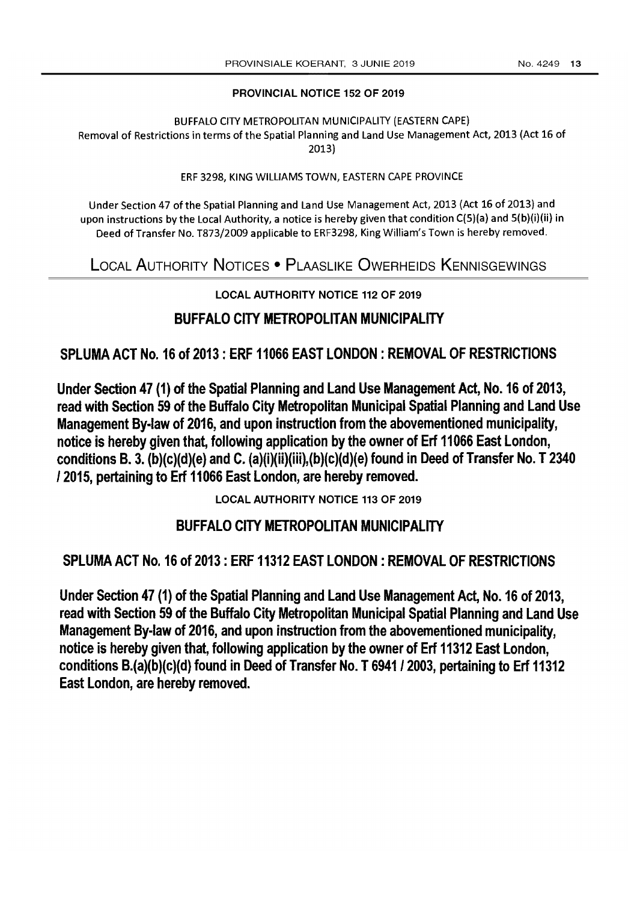### PROVINCIAL NOTICE 152 OF 2019

BUFFALO CITY METROPOLITAN MUNICIPALITY (EASTERN CAPE)
Removal of Restrictions in terms of the Spatial Planning and Land Use Management Act, 2013 (Act 16 of 2013)

ERF 3298, KING WILLIAMS TOWN, EASTERN CAPE PROVINCE

Under Section 47 of the Spatial Planning and Land Use Management Act, 2013 (Act 16 of 2013) and upon instructions by the Local Authority, a notice is hereby given that condition C(5)(a) and 5(b)(i)(ii) in Deed of Transfer No. T873/2009 applicable to ERF3298, King William's Town is hereby removed.

## LOCAL AUTHORITY NOTICES • PLAASLIKE OWERHEIDS KENNISGEWINGS

### LOCAL AUTHORITY NOTICE 112 OF 2019

**BUFFALO CITY METROPOLITAN MUNICIPALITY**

**SPLUMA ACT No. 16 of 2013 : ERF 11066 EAST LONDON : REMOVAL OF RESTRICTIONS**

**Under Section 47 (1) of the Spatial Planning and Land Use Management Act, No. 16 of 2013, read with Section 59 of the Buffalo City Metropolitan Municipal Spatial Planning and Land Use Management By-law of 2016, and upon instruction from the abovementioned municipality, notice is hereby given that, following application by the owner of Erf 11066 East London, conditions B. 3. (b)(c)(d)(e) and C. (a)(i)(ii)(iii),(b)(c)(d)(e) found in Deed of Transfer No. T 2340 / 2015, pertaining to Erf 11066 East London, are hereby removed.**

### LOCAL AUTHORITY NOTICE 113 OF 2019

**BUFFALO CITY METROPOLITAN MUNICIPALITY**

**SPLUMA ACT No. 16 of 2013 : ERF 11312 EAST LONDON : REMOVAL OF RESTRICTIONS**

**Under Section 47 (1) of the Spatial Planning and Land Use Management Act, No. 16 of 2013, read with Section 59 of the Buffalo City Metropolitan Municipal Spatial Planning and Land Use Management By-law of 2016, and upon instruction from the abovementioned municipality, notice is hereby given that, following application by the owner of Erf 11312 East London, conditions B.(a)(b)(c)(d) found in Deed of Transfer No. T 6941 / 2003, pertaining to Erf 11312 East London, are hereby removed.**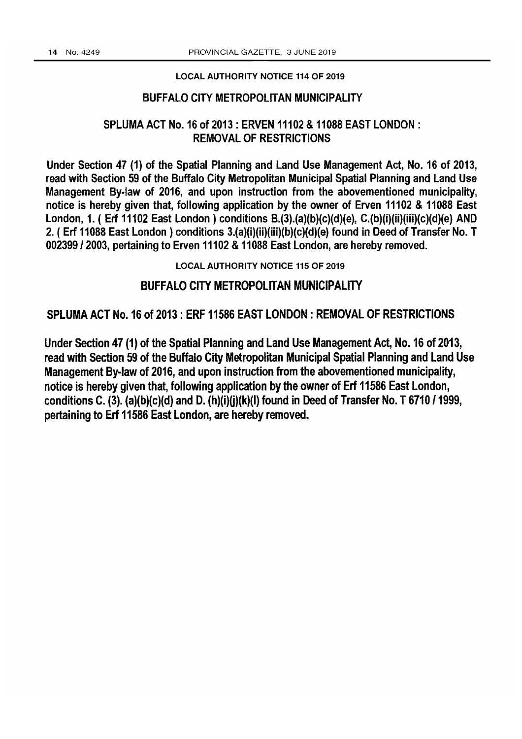## LOCAL AUTHORITY NOTICE 114 OF 2019

## BUFFALO CITY METROPOLITAN MUNICIPALITY

### SPLUMA ACT No. 16 of 2013 : ERVEN 11102 & 11088 EAST LONDON : REMOVAL OF RESTRICTIONS

Under Section 47 (1) of the Spatial Planning and Land Use Management Act, No. 16 of 2013, read with Section 59 of the Buffalo City Metropolitan Municipal Spatial Planning and Land Use Management By-law of 2016, and upon instruction from the abovementioned municipality, notice is hereby given that, following application by the owner of Erven 11102 & 11088 East London, 1. ( Erf 11102 East London ) conditions B.(3).(a)(b)(c)(d)(e), C.(b)(i)(ii)(iii)(c)(d)(e) AND 2. ( Erf 11088 East London ) conditions 3.(a)(i)(ii)(iii)(b)(c)(d)(e) found in Deed of Transfer No. T 002399 / 2003, pertaining to Erven 11102 & 11088 East London, are hereby removed.

## LOCAL AUTHORITY NOTICE 115 OF 2019

## BUFFALO CITY METROPOLITAN MUNICIPALITY

### SPLUMA ACT No. 16 of 2013 : ERF 11586 EAST LONDON : REMOVAL OF RESTRICTIONS

Under Section 47 (1) of the Spatial Planning and Land Use Management Act, No. 16 of 2013, read with Section 59 of the Buffalo City Metropolitan Municipal Spatial Planning and Land Use Management By-law of 2016, and upon instruction from the abovementioned municipality, notice is hereby given that, following application by the owner of Erf 11586 East London, conditions C. (3). (a)(b)(c)(d) and D. (h)(i)(j)(k)(l) found in Deed of Transfer No. T 6710 / 1999, pertaining to Erf 11586 East London, are hereby removed.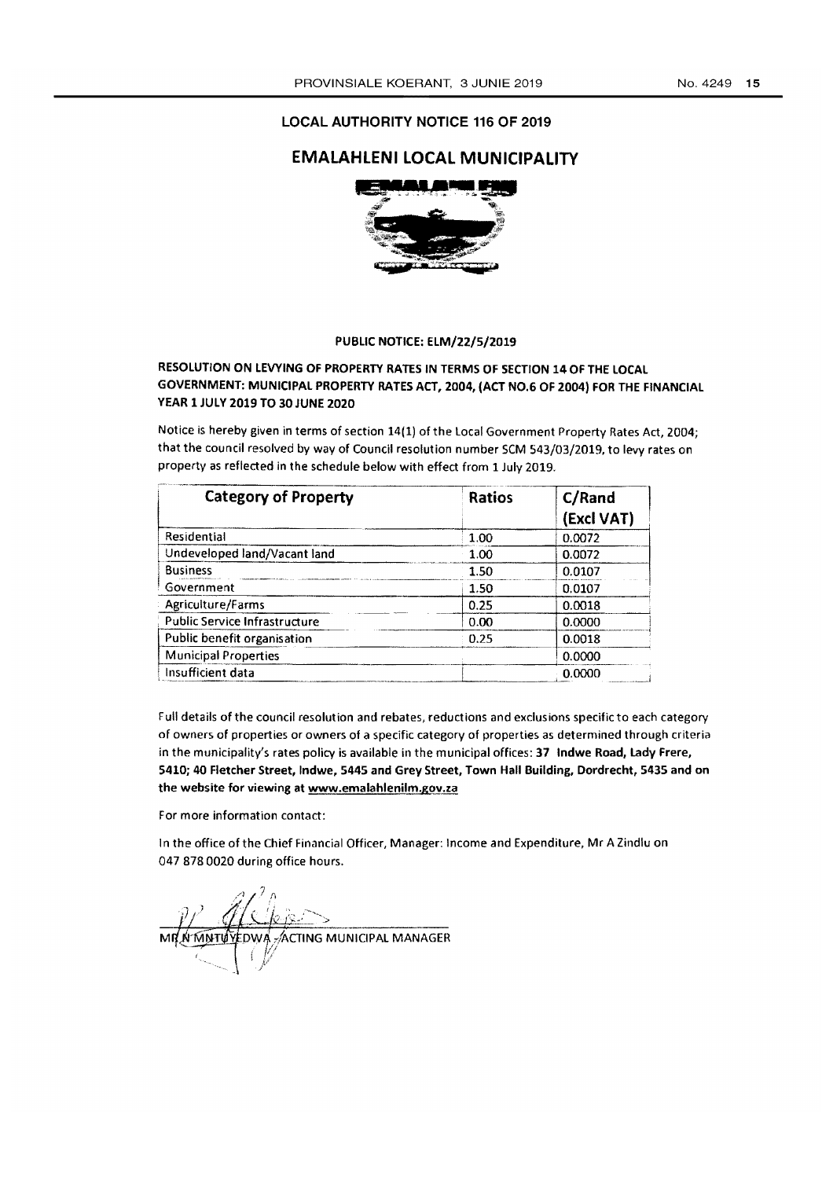## LOCAL AUTHORITY NOTICE 116 OF 2019

# EMALAHLENI LOCAL MUNICIPALITY

**PUBLIC NOTICE: ELM/22/5/2019**

**RESOLUTION ON LEVYING OF PROPERTY RATES IN TERMS OF SECTION 14 OF THE LOCAL GOVERNMENT: MUNICIPAL PROPERTY RATES ACT, 2004, (ACT NO.6 OF 2004) FOR THE FINANCIAL YEAR 1 JULY 2019 TO 30 JUNE 2020**

Notice is hereby given in terms of section 14(1) of the Local Government Property Rates Act, 2004; that the council resolved by way of Council resolution number SCM 543/03/2019, to levy rates on property as reflected in the schedule below with effect from 1 July 2019.

| Category of Property | Ratios | C/Rand (Excl VAT) |
|---|---|---|
| Residential | 1.00 | 0.0072 |
| Undeveloped land/Vacant land | 1.00 | 0.0072 |
| Business | 1.50 | 0.0107 |
| Government | 1.50 | 0.0107 |
| Agriculture/Farms | 0.25 | 0.0018 |
| Public Service Infrastructure | 0.00 | 0.0000 |
| Public benefit organisation | 0.25 | 0.0018 |
| Municipal Properties | | 0.0000 |
| Insufficient data | | 0.0000 |

Full details of the council resolution and rebates, reductions and exclusions specific to each category of owners of properties or owners of a specific category of properties as determined through criteria in the municipality's rates policy is available in the municipal offices: **37 Indwe Road, Lady Frere, 5410; 40 Fletcher Street, Indwe, 5445 and Grey Street, Town Hall Building, Dordrecht, 5435 and on the website for viewing at www.emalahlenilm.gov.za**

For more information contact:

In the office of the Chief Financial Officer, Manager: Income and Expenditure, Mr A Zindlu on 047 878 0020 during office hours.

MR N MNTUYEDWA - ACTING MUNICIPAL MANAGER